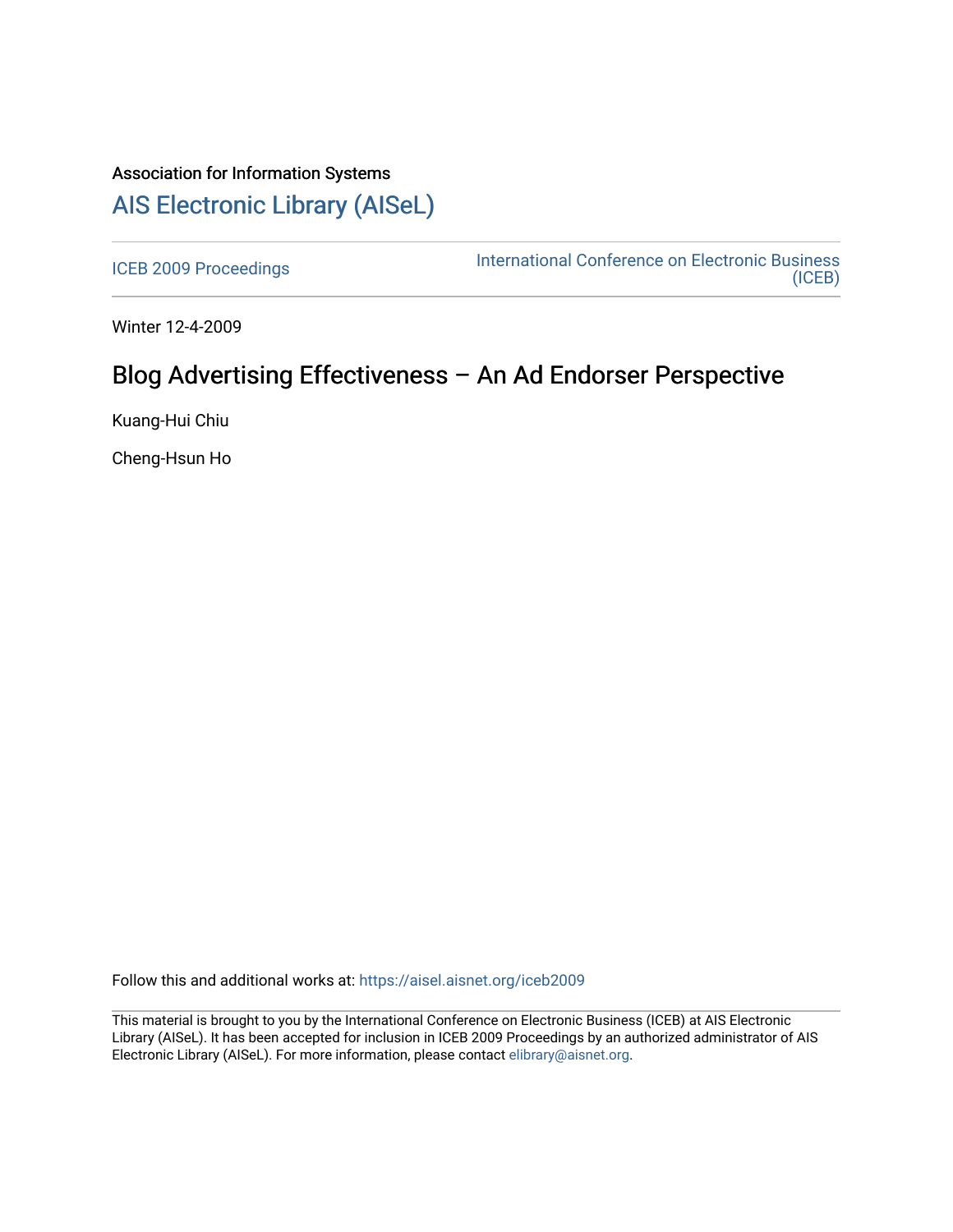Association for Information Systems

# AIS Electronic Library (AISeL)

ICEB 2009 Proceedings

International Conference on Electronic Business (ICEB)

Winter 12-4-2009

## Blog Advertising Effectiveness – An Ad Endorser Perspective

Kuang-Hui Chiu

Cheng-Hsun Ho

Follow this and additional works at: https://aisel.aisnet.org/iceb2009

This material is brought to you by the International Conference on Electronic Business (ICEB) at AIS Electronic Library (AISeL). It has been accepted for inclusion in ICEB 2009 Proceedings by an authorized administrator of AIS Electronic Library (AISeL). For more information, please contact elibrary@aisnet.org.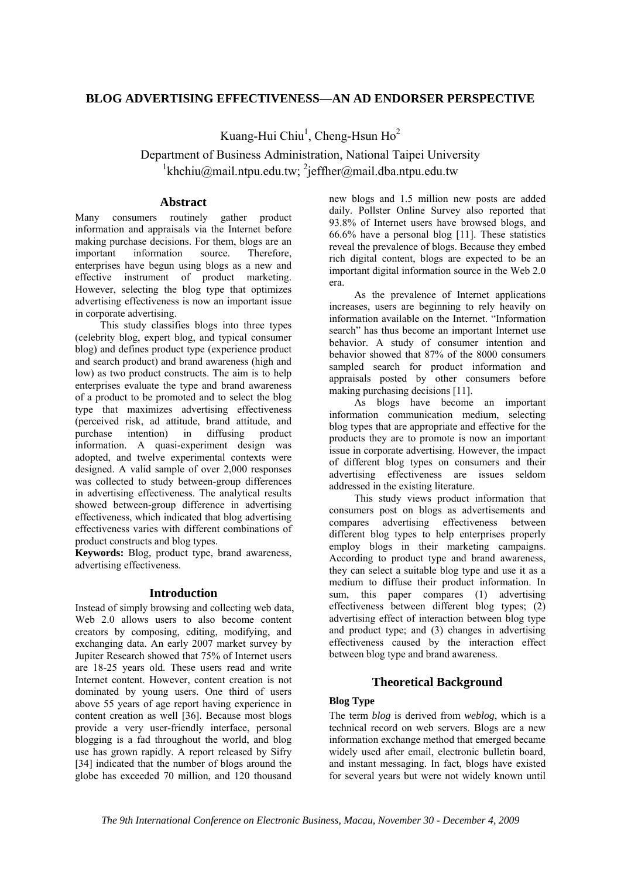# BLOG ADVERTISING EFFECTIVENESS—AN AD ENDORSER PERSPECTIVE

Kuang-Hui Chiu[1], Cheng-Hsun Ho[2]

Department of Business Administration, National Taipei University

[1]khchiu@mail.ntpu.edu.tw; [2]jeffher@mail.dba.ntpu.edu.tw

## Abstract

Many consumers routinely gather product information and appraisals via the Internet before making purchase decisions. For them, blogs are an important information source. Therefore, enterprises have begun using blogs as a new and effective instrument of product marketing. However, selecting the blog type that optimizes advertising effectiveness is now an important issue in corporate advertising.

This study classifies blogs into three types (celebrity blog, expert blog, and typical consumer blog) and defines product type (experience product and search product) and brand awareness (high and low) as two product constructs. The aim is to help enterprises evaluate the type and brand awareness of a product to be promoted and to select the blog type that maximizes advertising effectiveness (perceived risk, ad attitude, brand attitude, and purchase intention) in diffusing product information. A quasi-experiment design was adopted, and twelve experimental contexts were designed. A valid sample of over 2,000 responses was collected to study between-group differences in advertising effectiveness. The analytical results showed between-group difference in advertising effectiveness, which indicated that blog advertising effectiveness varies with different combinations of product constructs and blog types.

**Keywords:** Blog, product type, brand awareness, advertising effectiveness.

## Introduction

Instead of simply browsing and collecting web data, Web 2.0 allows users to also become content creators by composing, editing, modifying, and exchanging data. An early 2007 market survey by Jupiter Research showed that 75% of Internet users are 18-25 years old. These users read and write Internet content. However, content creation is not dominated by young users. One third of users above 55 years of age report having experience in content creation as well [36]. Because most blogs provide a very user-friendly interface, personal blogging is a fad throughout the world, and blog use has grown rapidly. A report released by Sifry [34] indicated that the number of blogs around the globe has exceeded 70 million, and 120 thousand new blogs and 1.5 million new posts are added daily. Pollster Online Survey also reported that 93.8% of Internet users have browsed blogs, and 66.6% have a personal blog [11]. These statistics reveal the prevalence of blogs. Because they embed rich digital content, blogs are expected to be an important digital information source in the Web 2.0 era.

As the prevalence of Internet applications increases, users are beginning to rely heavily on information available on the Internet. "Information search" has thus become an important Internet use behavior. A study of consumer intention and behavior showed that 87% of the 8000 consumers sampled search for product information and appraisals posted by other consumers before making purchasing decisions [11].

As blogs have become an important information communication medium, selecting blog types that are appropriate and effective for the products they are to promote is now an important issue in corporate advertising. However, the impact of different blog types on consumers and their advertising effectiveness are issues seldom addressed in the existing literature.

This study views product information that consumers post on blogs as advertisements and compares advertising effectiveness between different blog types to help enterprises properly employ blogs in their marketing campaigns. According to product type and brand awareness, they can select a suitable blog type and use it as a medium to diffuse their product information. In sum, this paper compares (1) advertising effectiveness between different blog types; (2) advertising effect of interaction between blog type and product type; and (3) changes in advertising effectiveness caused by the interaction effect between blog type and brand awareness.

## Theoretical Background

### Blog Type

The term *blog* is derived from *weblog*, which is a technical record on web servers. Blogs are a new information exchange method that emerged became widely used after email, electronic bulletin board, and instant messaging. In fact, blogs have existed for several years but were not widely known until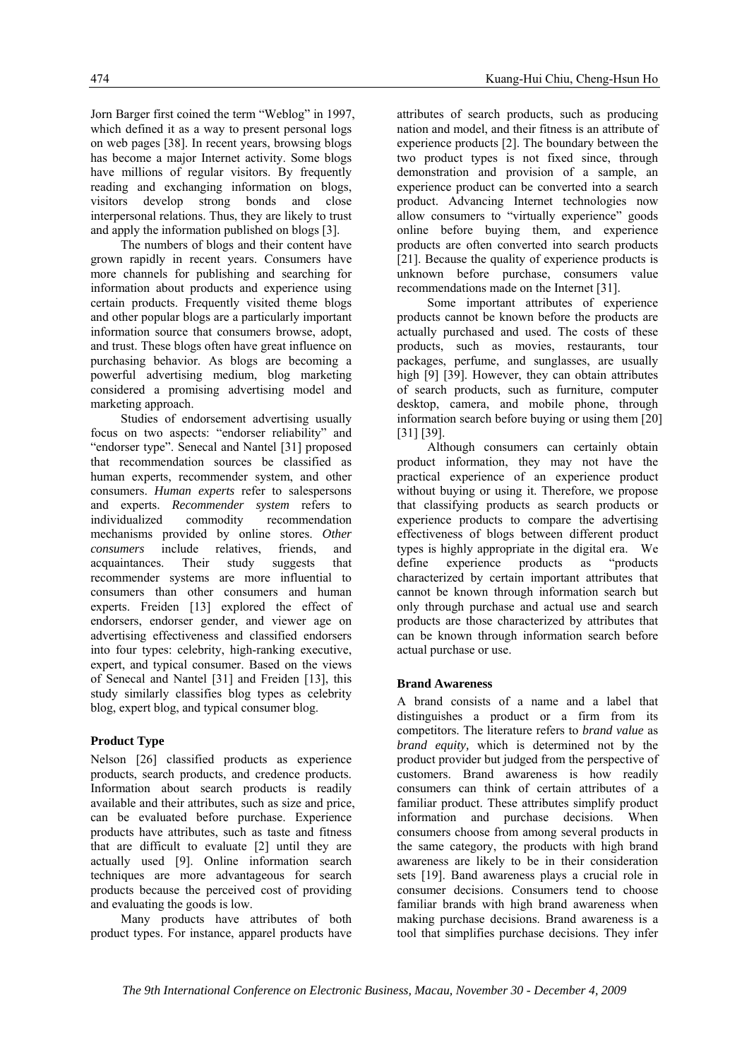Jorn Barger first coined the term "Weblog" in 1997, which defined it as a way to present personal logs on web pages [38]. In recent years, browsing blogs has become a major Internet activity. Some blogs have millions of regular visitors. By frequently reading and exchanging information on blogs, visitors develop strong bonds and close interpersonal relations. Thus, they are likely to trust and apply the information published on blogs [3].

The numbers of blogs and their content have grown rapidly in recent years. Consumers have more channels for publishing and searching for information about products and experience using certain products. Frequently visited theme blogs and other popular blogs are a particularly important information source that consumers browse, adopt, and trust. These blogs often have great influence on purchasing behavior. As blogs are becoming a powerful advertising medium, blog marketing considered a promising advertising model and marketing approach.

Studies of endorsement advertising usually focus on two aspects: "endorser reliability" and "endorser type". Senecal and Nantel [31] proposed that recommendation sources be classified as human experts, recommender system, and other consumers. *Human experts* refer to salespersons and experts. *Recommender system* refers to individualized commodity recommendation mechanisms provided by online stores. *Other consumers* include relatives, friends, and acquaintances. Their study suggests that recommender systems are more influential to consumers than other consumers and human experts. Freiden [13] explored the effect of endorsers, endorser gender, and viewer age on advertising effectiveness and classified endorsers into four types: celebrity, high-ranking executive, expert, and typical consumer. Based on the views of Senecal and Nantel [31] and Freiden [13], this study similarly classifies blog types as celebrity blog, expert blog, and typical consumer blog.

## Product Type

Nelson [26] classified products as experience products, search products, and credence products. Information about search products is readily available and their attributes, such as size and price, can be evaluated before purchase. Experience products have attributes, such as taste and fitness that are difficult to evaluate [2] until they are actually used [9]. Online information search techniques are more advantageous for search products because the perceived cost of providing and evaluating the goods is low.

Many products have attributes of both product types. For instance, apparel products have attributes of search products, such as producing nation and model, and their fitness is an attribute of experience products [2]. The boundary between the two product types is not fixed since, through demonstration and provision of a sample, an experience product can be converted into a search product. Advancing Internet technologies now allow consumers to "virtually experience" goods online before buying them, and experience products are often converted into search products [21]. Because the quality of experience products is unknown before purchase, consumers value recommendations made on the Internet [31].

Some important attributes of experience products cannot be known before the products are actually purchased and used. The costs of these products, such as movies, restaurants, tour packages, perfume, and sunglasses, are usually high [9] [39]. However, they can obtain attributes of search products, such as furniture, computer desktop, camera, and mobile phone, through information search before buying or using them [20] [31] [39].

Although consumers can certainly obtain product information, they may not have the practical experience of an experience product without buying or using it. Therefore, we propose that classifying products as search products or experience products to compare the advertising effectiveness of blogs between different product types is highly appropriate in the digital era. We define experience products as "products characterized by certain important attributes that cannot be known through information search but only through purchase and actual use and search products are those characterized by attributes that can be known through information search before actual purchase or use.

## Brand Awareness

A brand consists of a name and a label that distinguishes a product or a firm from its competitors. The literature refers to *brand value* as *brand equity,* which is determined not by the product provider but judged from the perspective of customers. Brand awareness is how readily consumers can think of certain attributes of a familiar product. These attributes simplify product information and purchase decisions. When consumers choose from among several products in the same category, the products with high brand awareness are likely to be in their consideration sets [19]. Band awareness plays a crucial role in consumer decisions. Consumers tend to choose familiar brands with high brand awareness when making purchase decisions. Brand awareness is a tool that simplifies purchase decisions. They infer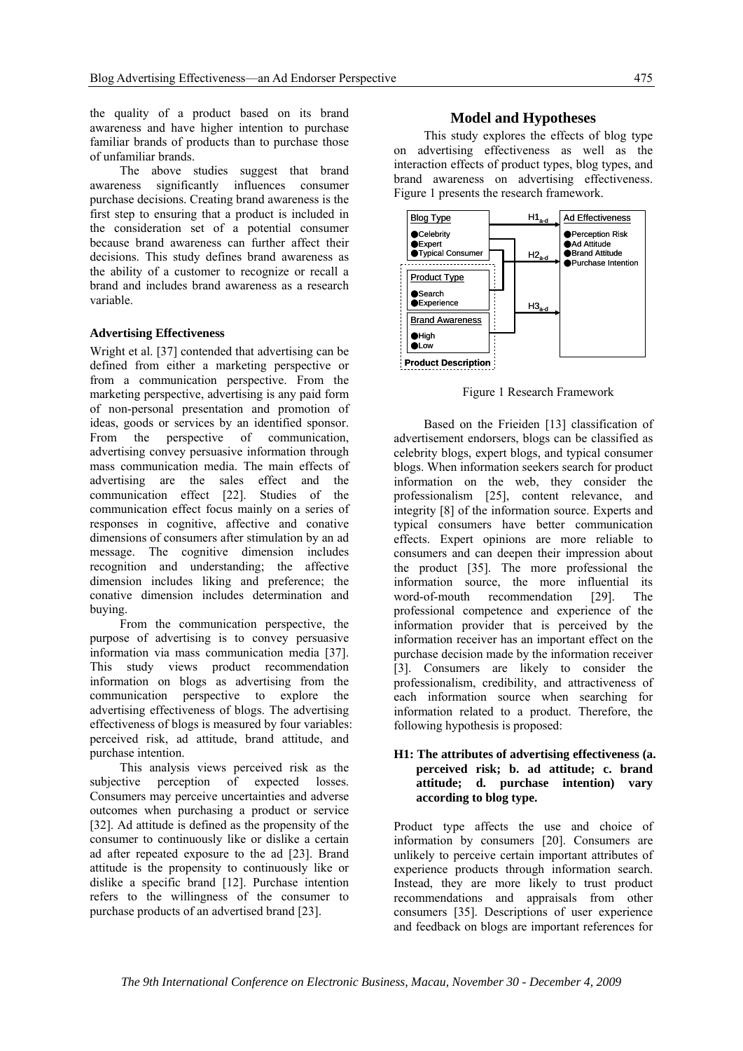the quality of a product based on its brand awareness and have higher intention to purchase familiar brands of products than to purchase those of unfamiliar brands.

The above studies suggest that brand awareness significantly influences consumer purchase decisions. Creating brand awareness is the first step to ensuring that a product is included in the consideration set of a potential consumer because brand awareness can further affect their decisions. This study defines brand awareness as the ability of a customer to recognize or recall a brand and includes brand awareness as a research variable.

### Advertising Effectiveness

Wright et al. [37] contended that advertising can be defined from either a marketing perspective or from a communication perspective. From the marketing perspective, advertising is any paid form of non-personal presentation and promotion of ideas, goods or services by an identified sponsor. From the perspective of communication, advertising convey persuasive information through mass communication media. The main effects of advertising are the sales effect and the communication effect [22]. Studies of the communication effect focus mainly on a series of responses in cognitive, affective and conative dimensions of consumers after stimulation by an ad message. The cognitive dimension includes recognition and understanding; the affective dimension includes liking and preference; the conative dimension includes determination and buying.

From the communication perspective, the purpose of advertising is to convey persuasive information via mass communication media [37]. This study views product recommendation information on blogs as advertising from the communication perspective to explore the advertising effectiveness of blogs. The advertising effectiveness of blogs is measured by four variables: perceived risk, ad attitude, brand attitude, and purchase intention.

This analysis views perceived risk as the subjective perception of expected losses. Consumers may perceive uncertainties and adverse outcomes when purchasing a product or service [32]. Ad attitude is defined as the propensity of the consumer to continuously like or dislike a certain ad after repeated exposure to the ad [23]. Brand attitude is the propensity to continuously like or dislike a specific brand [12]. Purchase intention refers to the willingness of the consumer to purchase products of an advertised brand [23].

## Model and Hypotheses

This study explores the effects of blog type on advertising effectiveness as well as the interaction effects of product types, blog types, and brand awareness on advertising effectiveness. Figure 1 presents the research framework.

Blog Type: ●Celebrity ●Expert ●Typical Consumer
Product Type: ●Search ●Experience
Brand Awareness: ●High ●Low
Product Description
$H1_{a\text{-}d}$, $H2_{a\text{-}d}$, $H3_{a\text{-}d}$
Ad Effectiveness: ●Perception Risk ●Ad Attitude ●Brand Attitude ●Purchase Intention

Figure 1 Research Framework

Based on the Frieiden [13] classification of advertisement endorsers, blogs can be classified as celebrity blogs, expert blogs, and typical consumer blogs. When information seekers search for product information on the web, they consider the professionalism [25], content relevance, and integrity [8] of the information source. Experts and typical consumers have better communication effects. Expert opinions are more reliable to consumers and can deepen their impression about the product [35]. The more professional the information source, the more influential its word-of-mouth recommendation [29]. The professional competence and experience of the information provider that is perceived by the information receiver has an important effect on the purchase decision made by the information receiver [3]. Consumers are likely to consider the professionalism, credibility, and attractiveness of each information source when searching for information related to a product. Therefore, the following hypothesis is proposed:

**H1: The attributes of advertising effectiveness (a. perceived risk; b. ad attitude; c. brand attitude; d. purchase intention) vary according to blog type.**

Product type affects the use and choice of information by consumers [20]. Consumers are unlikely to perceive certain important attributes of experience products through information search. Instead, they are more likely to trust product recommendations and appraisals from other consumers [35]. Descriptions of user experience and feedback on blogs are important references for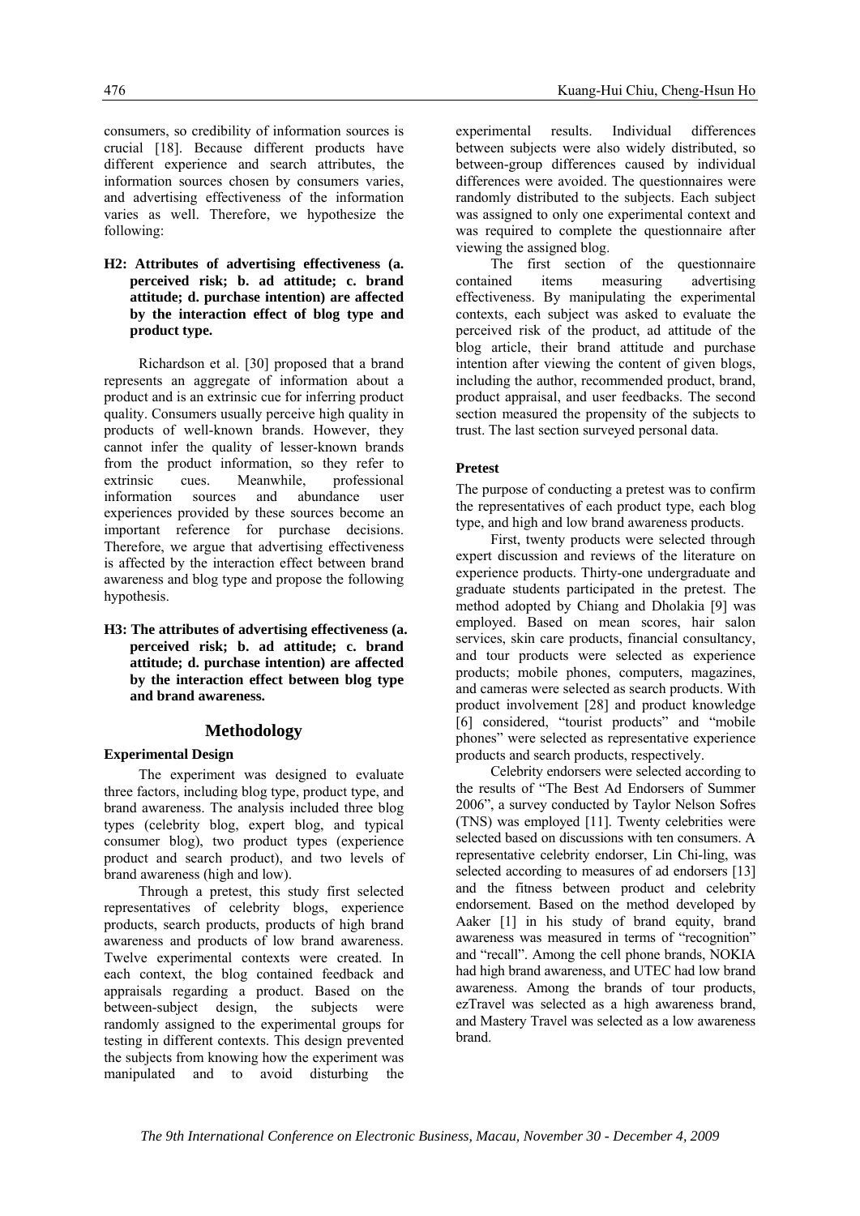consumers, so credibility of information sources is crucial [18]. Because different products have different experience and search attributes, the information sources chosen by consumers varies, and advertising effectiveness of the information varies as well. Therefore, we hypothesize the following:

**H2: Attributes of advertising effectiveness (a. perceived risk; b. ad attitude; c. brand attitude; d. purchase intention) are affected by the interaction effect of blog type and product type.**

Richardson et al. [30] proposed that a brand represents an aggregate of information about a product and is an extrinsic cue for inferring product quality. Consumers usually perceive high quality in products of well-known brands. However, they cannot infer the quality of lesser-known brands from the product information, so they refer to extrinsic cues. Meanwhile, professional information sources and abundance user experiences provided by these sources become an important reference for purchase decisions. Therefore, we argue that advertising effectiveness is affected by the interaction effect between brand awareness and blog type and propose the following hypothesis.

**H3: The attributes of advertising effectiveness (a. perceived risk; b. ad attitude; c. brand attitude; d. purchase intention) are affected by the interaction effect between blog type and brand awareness.**

## Methodology

### Experimental Design

The experiment was designed to evaluate three factors, including blog type, product type, and brand awareness. The analysis included three blog types (celebrity blog, expert blog, and typical consumer blog), two product types (experience product and search product), and two levels of brand awareness (high and low).

Through a pretest, this study first selected representatives of celebrity blogs, experience products, search products, products of high brand awareness and products of low brand awareness. Twelve experimental contexts were created. In each context, the blog contained feedback and appraisals regarding a product. Based on the between-subject design, the subjects were randomly assigned to the experimental groups for testing in different contexts. This design prevented the subjects from knowing how the experiment was manipulated and to avoid disturbing the experimental results. Individual differences between subjects were also widely distributed, so between-group differences caused by individual differences were avoided. The questionnaires were randomly distributed to the subjects. Each subject was assigned to only one experimental context and was required to complete the questionnaire after viewing the assigned blog.

The first section of the questionnaire contained items measuring advertising effectiveness. By manipulating the experimental contexts, each subject was asked to evaluate the perceived risk of the product, ad attitude of the blog article, their brand attitude and purchase intention after viewing the content of given blogs, including the author, recommended product, brand, product appraisal, and user feedbacks. The second section measured the propensity of the subjects to trust. The last section surveyed personal data.

### Pretest

The purpose of conducting a pretest was to confirm the representatives of each product type, each blog type, and high and low brand awareness products.

First, twenty products were selected through expert discussion and reviews of the literature on experience products. Thirty-one undergraduate and graduate students participated in the pretest. The method adopted by Chiang and Dholakia [9] was employed. Based on mean scores, hair salon services, skin care products, financial consultancy, and tour products were selected as experience products; mobile phones, computers, magazines, and cameras were selected as search products. With product involvement [28] and product knowledge [6] considered, "tourist products" and "mobile phones" were selected as representative experience products and search products, respectively.

Celebrity endorsers were selected according to the results of "The Best Ad Endorsers of Summer 2006", a survey conducted by Taylor Nelson Sofres (TNS) was employed [11]. Twenty celebrities were selected based on discussions with ten consumers. A representative celebrity endorser, Lin Chi-ling, was selected according to measures of ad endorsers [13] and the fitness between product and celebrity endorsement. Based on the method developed by Aaker [1] in his study of brand equity, brand awareness was measured in terms of "recognition" and "recall". Among the cell phone brands, NOKIA had high brand awareness, and UTEC had low brand awareness. Among the brands of tour products, ezTravel was selected as a high awareness brand, and Mastery Travel was selected as a low awareness brand.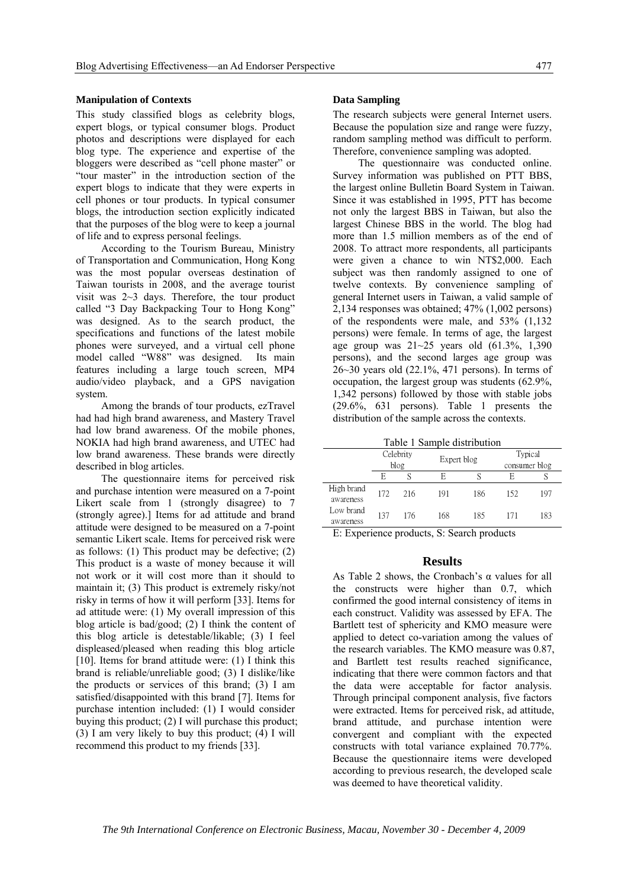**Manipulation of Contexts**

This study classified blogs as celebrity blogs, expert blogs, or typical consumer blogs. Product photos and descriptions were displayed for each blog type. The experience and expertise of the bloggers were described as "cell phone master" or "tour master" in the introduction section of the expert blogs to indicate that they were experts in cell phones or tour products. In typical consumer blogs, the introduction section explicitly indicated that the purposes of the blog were to keep a journal of life and to express personal feelings.

According to the Tourism Bureau, Ministry of Transportation and Communication, Hong Kong was the most popular overseas destination of Taiwan tourists in 2008, and the average tourist visit was 2~3 days. Therefore, the tour product called "3 Day Backpacking Tour to Hong Kong" was designed. As to the search product, the specifications and functions of the latest mobile phones were surveyed, and a virtual cell phone model called "W88" was designed. Its main features including a large touch screen, MP4 audio/video playback, and a GPS navigation system.

Among the brands of tour products, ezTravel had had high brand awareness, and Mastery Travel had low brand awareness. Of the mobile phones, NOKIA had high brand awareness, and UTEC had low brand awareness. These brands were directly described in blog articles.

The questionnaire items for perceived risk and purchase intention were measured on a 7-point Likert scale from 1 (strongly disagree) to 7 (strongly agree).] Items for ad attitude and brand attitude were designed to be measured on a 7-point semantic Likert scale. Items for perceived risk were as follows: (1) This product may be defective; (2) This product is a waste of money because it will not work or it will cost more than it should to maintain it; (3) This product is extremely risky/not risky in terms of how it will perform [33]. Items for ad attitude were: (1) My overall impression of this blog article is bad/good; (2) I think the content of this blog article is detestable/likable; (3) I feel displeased/pleased when reading this blog article [10]. Items for brand attitude were: (1) I think this brand is reliable/unreliable good; (3) I dislike/like the products or services of this brand; (3) I am satisfied/disappointed with this brand [7]. Items for purchase intention included: (1) I would consider buying this product; (2) I will purchase this product; (3) I am very likely to buy this product; (4) I will recommend this product to my friends [33].

**Data Sampling**

The research subjects were general Internet users. Because the population size and range were fuzzy, random sampling method was difficult to perform. Therefore, convenience sampling was adopted.

The questionnaire was conducted online. Survey information was published on PTT BBS, the largest online Bulletin Board System in Taiwan. Since it was established in 1995, PTT has become not only the largest BBS in Taiwan, but also the largest Chinese BBS in the world. The blog had more than 1.5 million members as of the end of 2008. To attract more respondents, all participants were given a chance to win NT$2,000. Each subject was then randomly assigned to one of twelve contexts. By convenience sampling of general Internet users in Taiwan, a valid sample of 2,134 responses was obtained; 47% (1,002 persons) of the respondents were male, and 53% (1,132 persons) were female. In terms of age, the largest age group was 21~25 years old (61.3%, 1,390 persons), and the second larges age group was 26~30 years old (22.1%, 471 persons). In terms of occupation, the largest group was students (62.9%, 1,342 persons) followed by those with stable jobs (29.6%, 631 persons). Table 1 presents the distribution of the sample across the contexts.

Table 1 Sample distribution

| | Celebrity blog | | Expert blog | | Typical consumer blog | |
|---|---|---|---|---|---|---|
| | E | S | E | S | E | S |
| High brand awareness | 172 | 216 | 191 | 186 | 152 | 197 |
| Low brand awareness | 137 | 176 | 168 | 185 | 171 | 183 |

E: Experience products, S: Search products

## Results

As Table 2 shows, the Cronbach's α values for all the constructs were higher than 0.7, which confirmed the good internal consistency of items in each construct. Validity was assessed by EFA. The Bartlett test of sphericity and KMO measure were applied to detect co-variation among the values of the research variables. The KMO measure was 0.87, and Bartlett test results reached significance, indicating that there were common factors and that the data were acceptable for factor analysis. Through principal component analysis, five factors were extracted. Items for perceived risk, ad attitude, brand attitude, and purchase intention were convergent and compliant with the expected constructs with total variance explained 70.77%. Because the questionnaire items were developed according to previous research, the developed scale was deemed to have theoretical validity.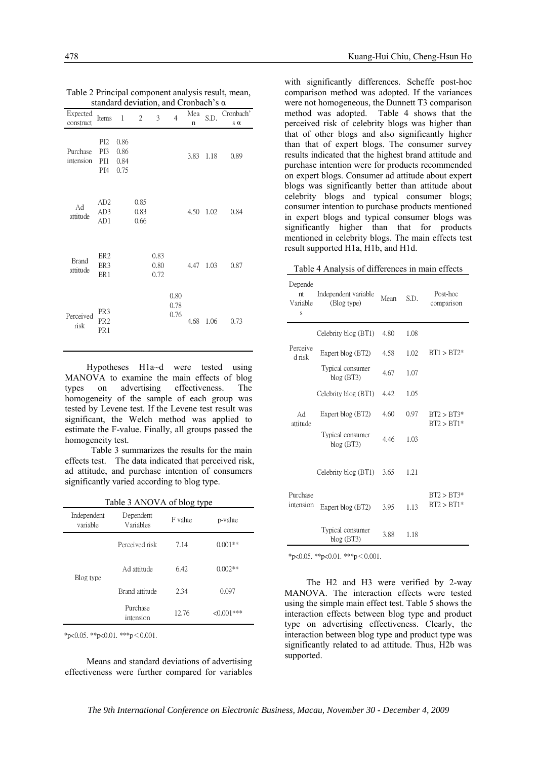Table 2 Principal component analysis result, mean, standard deviation, and Cronbach's α

| Expected construct | Items | 1 | 2 | 3 | 4 | Mean | S.D. | Cronbach's α |
|---|---|---|---|---|---|---|---|---|
| Purchase intension | PI2<br>PI3<br>PI1<br>PI4 | 0.86<br>0.86<br>0.84<br>0.75 | | | | 3.83 | 1.18 | 0.89 |
| Ad attitude | AD2<br>AD3<br>AD1 | | 0.85<br>0.83<br>0.66 | | | 4.50 | 1.02 | 0.84 |
| Brand attitude | BR2<br>BR3<br>BR1 | | | 0.83<br>0.80<br>0.72 | | 4.47 | 1.03 | 0.87 |
| Perceived risk | PR3<br>PR2<br>PR1 | | | | 0.80<br>0.78<br>0.76 | 4.68 | 1.06 | 0.73 |

Hypotheses H1a~d were tested using MANOVA to examine the main effects of blog types on advertising effectiveness. The homogeneity of the sample of each group was tested by Levene test. If the Levene test result was significant, the Welch method was applied to estimate the F-value. Finally, all groups passed the homogeneity test.

Table 3 summarizes the results for the main effects test. The data indicated that perceived risk, ad attitude, and purchase intention of consumers significantly varied according to blog type.

Table 3 ANOVA of blog type

| Independent variable | Dependent Variables | F value | p-value |
|---|---|---|---|
| Blog type | Perceived risk | 7.14 | 0.001** |
| | Ad attitude | 6.42 | 0.002** |
| | Brand attitude | 2.34 | 0.097 |
| | Purchase intension | 12.76 | <0.001*** |

*p<0.05. **p<0.01. ***p＜0.001.

Means and standard deviations of advertising effectiveness were further compared for variables with significantly differences. Scheffe post-hoc comparison method was adopted. If the variances were not homogeneous, the Dunnett T3 comparison method was adopted. Table 4 shows that the perceived risk of celebrity blogs was higher than that of other blogs and also significantly higher than that of expert blogs. The consumer survey results indicated that the highest brand attitude and purchase intention were for products recommended on expert blogs. Consumer ad attitude about expert blogs was significantly better than attitude about celebrity blogs and typical consumer blogs; consumer intention to purchase products mentioned in expert blogs and typical consumer blogs was significantly higher than that for products mentioned in celebrity blogs. The main effects test result supported H1a, H1b, and H1d.

Table 4 Analysis of differences in main effects

| Dependent Variables | Independent variable (Blog type) | Mean | S.D. | Post-hoc comparison |
|---|---|---|---|---|
| Perceived risk | Celebrity blog (BT1) | 4.80 | 1.08 | BT1 > BT2* |
| | Expert blog (BT2) | 4.58 | 1.02 | |
| | Typical consumer blog (BT3) | 4.67 | 1.07 | |
| Ad attitude | Celebrity blog (BT1) | 4.42 | 1.05 | BT2 > BT3*<br>BT2 > BT1* |
| | Expert blog (BT2) | 4.60 | 0.97 | |
| | Typical consumer blog (BT3) | 4.46 | 1.03 | |
| Purchase intension | Celebrity blog (BT1) | 3.65 | 1.21 | BT2 > BT3*<br>BT2 > BT1* |
| | Expert blog (BT2) | 3.95 | 1.13 | |
| | Typical consumer blog (BT3) | 3.88 | 1.18 | |

*p<0.05. **p<0.01. ***p＜0.001.

The H2 and H3 were verified by 2-way MANOVA. The interaction effects were tested using the simple main effect test. Table 5 shows the interaction effects between blog type and product type on advertising effectiveness. Clearly, the interaction between blog type and product type was significantly related to ad attitude. Thus, H2b was supported.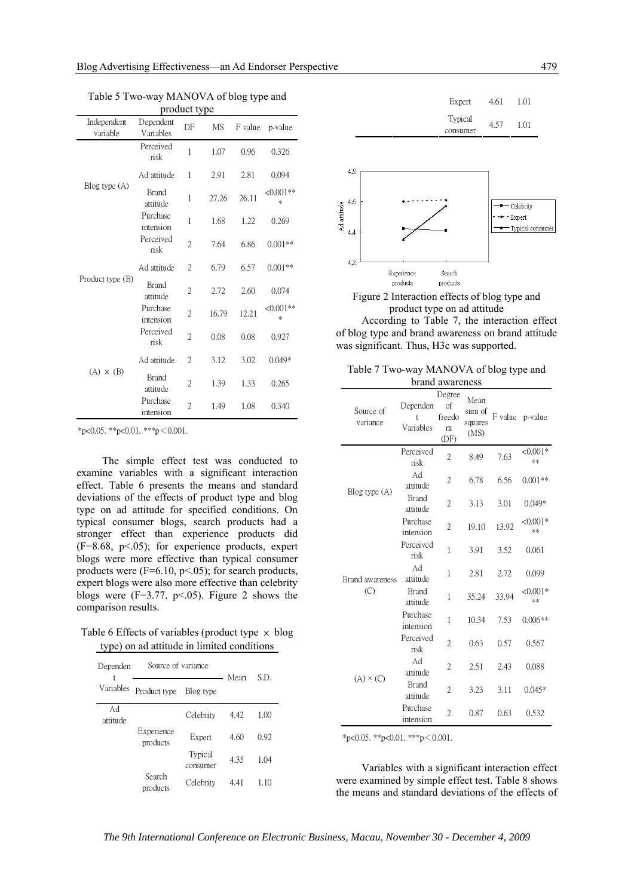Table 5 Two-way MANOVA of blog type and product type

| Independent variable | Dependent Variables | DF | MS | F value | p-value |
|---|---|---|---|---|---|
| Blog type (A) | Perceived risk | 1 | 1.07 | 0.96 | 0.326 |
| | Ad attitude | 1 | 2.91 | 2.81 | 0.094 |
| | Brand attitude | 1 | 27.26 | 26.11 | <0.001*** |
| | Purchase intension | 1 | 1.68 | 1.22 | 0.269 |
| Product type (B) | Perceived risk | 2 | 7.64 | 6.86 | 0.001** |
| | Ad attitude | 2 | 6.79 | 6.57 | 0.001** |
| | Brand attitude | 2 | 2.72 | 2.60 | 0.074 |
| | Purchase intension | 2 | 16.79 | 12.21 | <0.001*** |
| (A) × (B) | Perceived risk | 2 | 0.08 | 0.08 | 0.927 |
| | Ad attitude | 2 | 3.12 | 3.02 | 0.049* |
| | Brand attitude | 2 | 1.39 | 1.33 | 0.265 |
| | Purchase intension | 2 | 1.49 | 1.08 | 0.340 |

*p<0.05. **p<0.01. ***p＜0.001.

The simple effect test was conducted to examine variables with a significant interaction effect. Table 6 presents the means and standard deviations of the effects of product type and blog type on ad attitude for specified conditions. On typical consumer blogs, search products had a stronger effect than experience products did ($F=8.68$, $p<.05$); for experience products, expert blogs were more effective than typical consumer products were ($F=6.10$, $p<.05$); for search products, expert blogs were also more effective than celebrity blogs were ($F=3.77$, $p<.05$). Figure 2 shows the comparison results.

Table 6 Effects of variables (product type × blog type) on ad attitude in limited conditions

| Dependent Variables | Source of variance | | Mean | S.D. |
|---|---|---|---|---|
| | Product type | Blog type | | |
| Ad attitude | Experience products | Celebrity | 4.42 | 1.00 |
| | | Expert | 4.60 | 0.92 |
| | | Typical consumer | 4.35 | 1.04 |
| | Search products | Celebrity | 4.41 | 1.10 |
| | | Expert | 4.61 | 1.01 |
| | | Typical consumer | 4.57 | 1.01 |

Figure 2 Interaction effects of blog type and product type on ad attitude

According to Table 7, the interaction effect of blog type and brand awareness on brand attitude was significant. Thus, H3c was supported.

Table 7 Two-way MANOVA of blog type and brand awareness

| Source of variance | Dependent Variables | Degree of freedom (DF) | Mean sum of squares (MS) | F value | p-value |
|---|---|---|---|---|---|
| Blog type (A) | Perceived risk | 2 | 8.49 | 7.63 | <0.001*** |
| | Ad attitude | 2 | 6.78 | 6.56 | 0.001** |
| | Brand attitude | 2 | 3.13 | 3.01 | 0.049* |
| | Purchase intension | 2 | 19.10 | 13.92 | <0.001*** |
| Brand awareness (C) | Perceived risk | 1 | 3.91 | 3.52 | 0.061 |
| | Ad attitude | 1 | 2.81 | 2.72 | 0.099 |
| | Brand attitude | 1 | 35.24 | 33.94 | <0.001*** |
| | Purchase intension | 1 | 10.34 | 7.53 | 0.006** |
| (A) × (C) | Perceived risk | 2 | 0.63 | 0.57 | 0.567 |
| | Ad attitude | 2 | 2.51 | 2.43 | 0.088 |
| | Brand attitude | 2 | 3.23 | 3.11 | 0.045* |
| | Purchase intension | 2 | 0.87 | 0.63 | 0.532 |

*p<0.05. **p<0.01. ***p＜0.001.

Variables with a significant interaction effect were examined by simple effect test. Table 8 shows the means and standard deviations of the effects of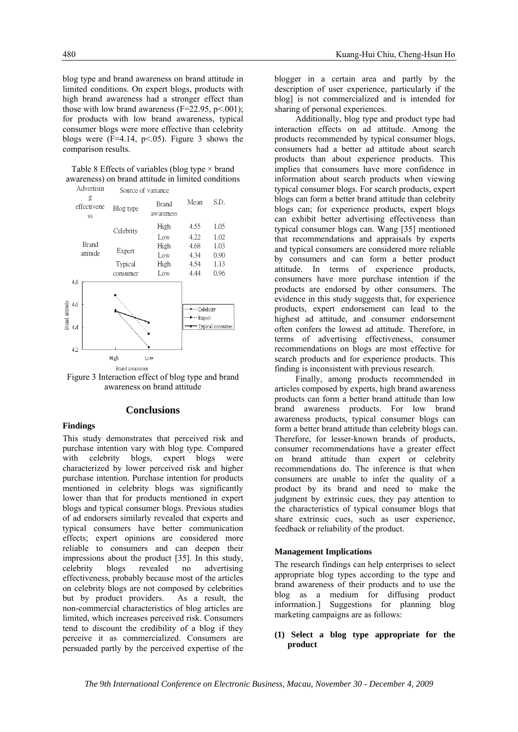blog type and brand awareness on brand attitude in limited conditions. On expert blogs, products with high brand awareness had a stronger effect than those with low brand awareness ($F=22.95$, $p<.001$); for products with low brand awareness, typical consumer blogs were more effective than celebrity blogs were ($F=4.14$, $p<.05$). Figure 3 shows the comparison results.

Table 8 Effects of variables (blog type × brand awareness) on brand attitude in limited conditions

| Advertising effectiveness | Source of variance | | Mean | S.D. |
|---|---|---|---|---|
| | Blog type | Brand awareness | | |
| Brand attitude | Celebrity | High | 4.55 | 1.05 |
| | | Low | 4.22 | 1.02 |
| | Expert | High | 4.68 | 1.03 |
| | | Low | 4.34 | 0.90 |
| | Typical consumer | High | 4.54 | 1.13 |
| | | Low | 4.44 | 0.96 |

4.8
4.6
4.4
4.2
Brand attitude
High
Low
Brand awareness
Celebrity
Expert
Typical consumer

Figure 3 Interaction effect of blog type and brand awareness on brand attitude

## Conclusions

### Findings

This study demonstrates that perceived risk and purchase intention vary with blog type. Compared with celebrity blogs, expert blogs were characterized by lower perceived risk and higher purchase intention. Purchase intention for products mentioned in celebrity blogs was significantly lower than that for products mentioned in expert blogs and typical consumer blogs. Previous studies of ad endorsers similarly revealed that experts and typical consumers have better communication effects; expert opinions are considered more reliable to consumers and can deepen their impressions about the product [35]. In this study, celebrity blogs revealed no advertising effectiveness, probably because most of the articles on celebrity blogs are not composed by celebrities but by product providers. As a result, the non-commercial characteristics of blog articles are limited, which increases perceived risk. Consumers tend to discount the credibility of a blog if they perceive it as commercialized. Consumers are persuaded partly by the perceived expertise of the blogger in a certain area and partly by the description of user experience, particularly if the blog] is not commercialized and is intended for sharing of personal experiences.

Additionally, blog type and product type had interaction effects on ad attitude. Among the products recommended by typical consumer blogs, consumers had a better ad attitude about search products than about experience products. This implies that consumers have more confidence in information about search products when viewing typical consumer blogs. For search products, expert blogs can form a better brand attitude than celebrity blogs can; for experience products, expert blogs can exhibit better advertising effectiveness than typical consumer blogs can. Wang [35] mentioned that recommendations and appraisals by experts and typical consumers are considered more reliable by consumers and can form a better product attitude. In terms of experience products, consumers have more purchase intention if the products are endorsed by other consumers. The evidence in this study suggests that, for experience products, expert endorsement can lead to the highest ad attitude, and consumer endorsement often confers the lowest ad attitude. Therefore, in terms of advertising effectiveness, consumer recommendations on blogs are most effective for search products and for experience products. This finding is inconsistent with previous research.

Finally, among products recommended in articles composed by experts, high brand awareness products can form a better brand attitude than low brand awareness products. For low brand awareness products, typical consumer blogs can form a better brand attitude than celebrity blogs can. Therefore, for lesser-known brands of products, consumer recommendations have a greater effect on brand attitude than expert or celebrity recommendations do. The inference is that when consumers are unable to infer the quality of a product by its brand and need to make the judgment by extrinsic cues, they pay attention to the characteristics of typical consumer blogs that share extrinsic cues, such as user experience, feedback or reliability of the product.

### Management Implications

The research findings can help enterprises to select appropriate blog types according to the type and brand awareness of their products and to use the blog as a medium for diffusing product information.] Suggestions for planning blog marketing campaigns are as follows:

**(1) Select a blog type appropriate for the product**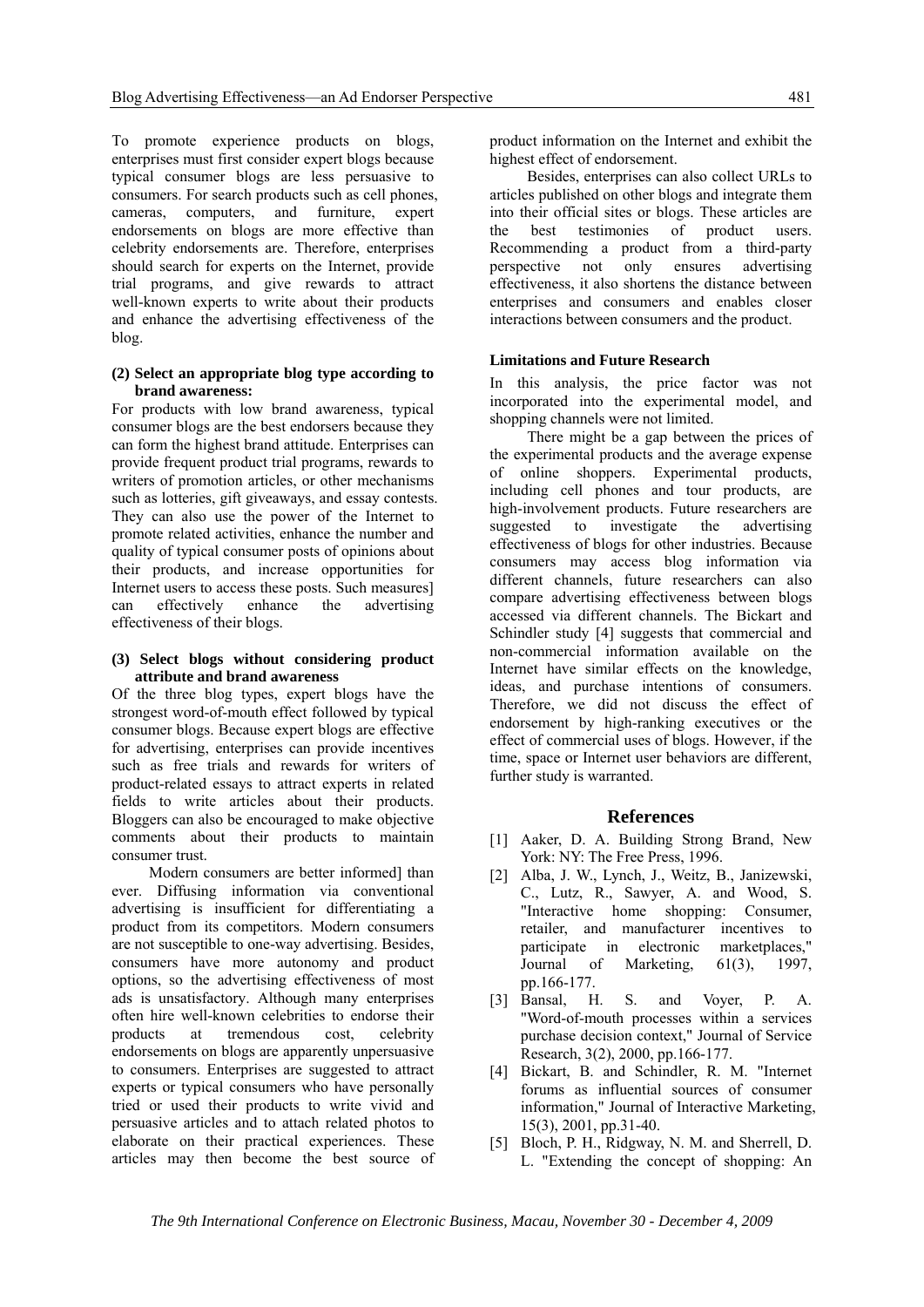To promote experience products on blogs, enterprises must first consider expert blogs because typical consumer blogs are less persuasive to consumers. For search products such as cell phones, cameras, computers, and furniture, expert endorsements on blogs are more effective than celebrity endorsements are. Therefore, enterprises should search for experts on the Internet, provide trial programs, and give rewards to attract well-known experts to write about their products and enhance the advertising effectiveness of the blog.

**(2) Select an appropriate blog type according to brand awareness:**

For products with low brand awareness, typical consumer blogs are the best endorsers because they can form the highest brand attitude. Enterprises can provide frequent product trial programs, rewards to writers of promotion articles, or other mechanisms such as lotteries, gift giveaways, and essay contests. They can also use the power of the Internet to promote related activities, enhance the number and quality of typical consumer posts of opinions about their products, and increase opportunities for Internet users to access these posts. Such measures] can effectively enhance the advertising effectiveness of their blogs.

**(3) Select blogs without considering product attribute and brand awareness**

Of the three blog types, expert blogs have the strongest word-of-mouth effect followed by typical consumer blogs. Because expert blogs are effective for advertising, enterprises can provide incentives such as free trials and rewards for writers of product-related essays to attract experts in related fields to write articles about their products. Bloggers can also be encouraged to make objective comments about their products to maintain consumer trust.

Modern consumers are better informed] than ever. Diffusing information via conventional advertising is insufficient for differentiating a product from its competitors. Modern consumers are not susceptible to one-way advertising. Besides, consumers have more autonomy and product options, so the advertising effectiveness of most ads is unsatisfactory. Although many enterprises often hire well-known celebrities to endorse their products at tremendous cost, celebrity endorsements on blogs are apparently unpersuasive to consumers. Enterprises are suggested to attract experts or typical consumers who have personally tried or used their products to write vivid and persuasive articles and to attach related photos to elaborate on their practical experiences. These articles may then become the best source of product information on the Internet and exhibit the highest effect of endorsement.

Besides, enterprises can also collect URLs to articles published on other blogs and integrate them into their official sites or blogs. These articles are the best testimonies of product users. Recommending a product from a third-party perspective not only ensures advertising effectiveness, it also shortens the distance between enterprises and consumers and enables closer interactions between consumers and the product.

### Limitations and Future Research

In this analysis, the price factor was not incorporated into the experimental model, and shopping channels were not limited.

There might be a gap between the prices of the experimental products and the average expense of online shoppers. Experimental products, including cell phones and tour products, are high-involvement products. Future researchers are suggested to investigate the advertising effectiveness of blogs for other industries. Because consumers may access blog information via different channels, future researchers can also compare advertising effectiveness between blogs accessed via different channels. The Bickart and Schindler study [4] suggests that commercial and non-commercial information available on the Internet have similar effects on the knowledge, ideas, and purchase intentions of consumers. Therefore, we did not discuss the effect of endorsement by high-ranking executives or the effect of commercial uses of blogs. However, if the time, space or Internet user behaviors are different, further study is warranted.

## References

[1] Aaker, D. A. Building Strong Brand, New York: NY: The Free Press, 1996.

[2] Alba, J. W., Lynch, J., Weitz, B., Janizewski, C., Lutz, R., Sawyer, A. and Wood, S. "Interactive home shopping: Consumer, retailer, and manufacturer incentives to participate in electronic marketplaces," Journal of Marketing, 61(3), 1997, pp.166-177.

[3] Bansal, H. S. and Voyer, P. A. "Word-of-mouth processes within a services purchase decision context," Journal of Service Research, 3(2), 2000, pp.166-177.

[4] Bickart, B. and Schindler, R. M. "Internet forums as influential sources of consumer information," Journal of Interactive Marketing, 15(3), 2001, pp.31-40.

[5] Bloch, P. H., Ridgway, N. M. and Sherrell, D. L. "Extending the concept of shopping: An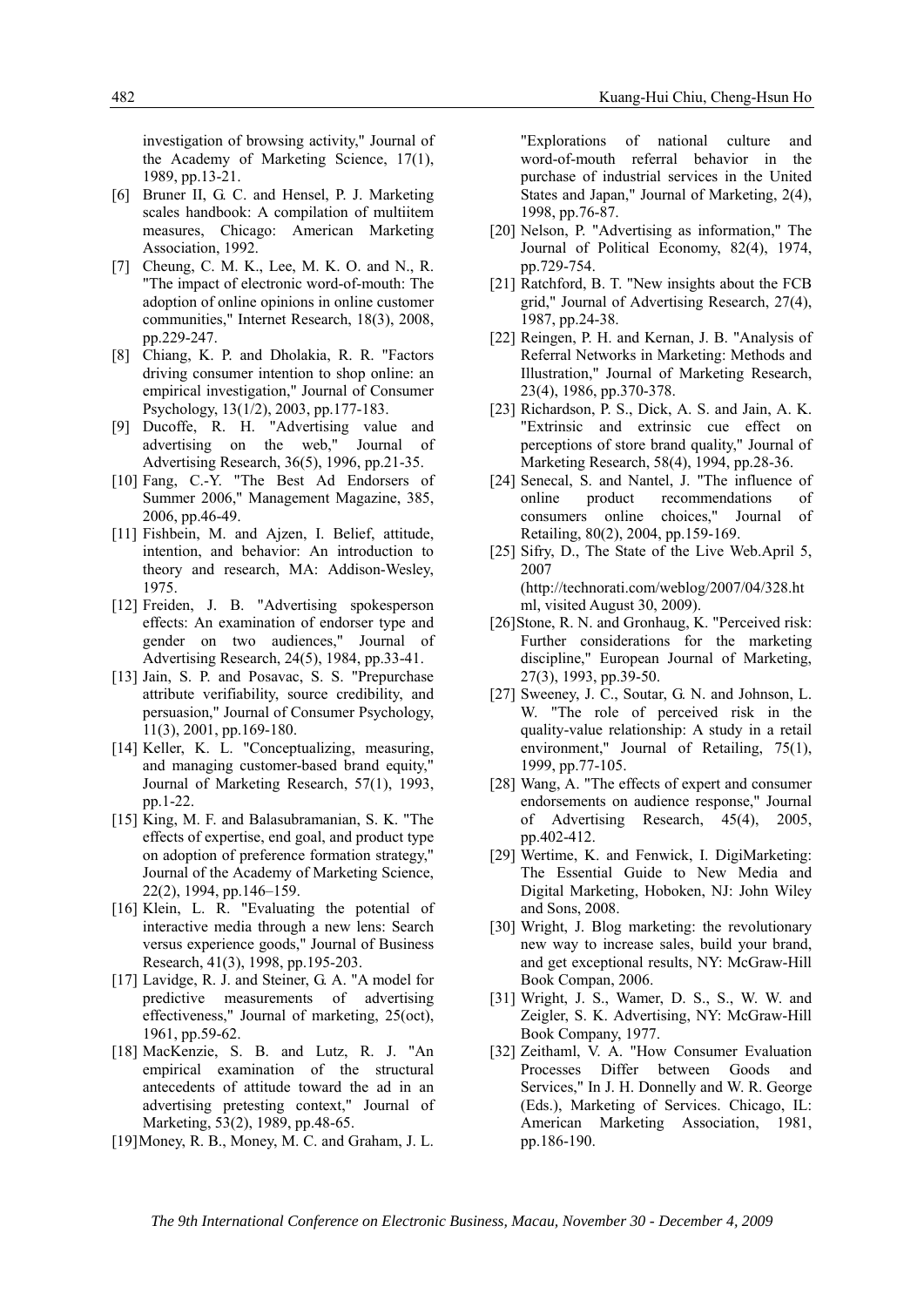investigation of browsing activity," Journal of the Academy of Marketing Science, 17(1), 1989, pp.13-21.

[6] Bruner II, G. C. and Hensel, P. J. Marketing scales handbook: A compilation of multiitem measures, Chicago: American Marketing Association, 1992.

[7] Cheung, C. M. K., Lee, M. K. O. and N., R. "The impact of electronic word-of-mouth: The adoption of online opinions in online customer communities," Internet Research, 18(3), 2008, pp.229-247.

[8] Chiang, K. P. and Dholakia, R. R. "Factors driving consumer intention to shop online: an empirical investigation," Journal of Consumer Psychology, 13(1/2), 2003, pp.177-183.

[9] Ducoffe, R. H. "Advertising value and advertising on the web," Journal of Advertising Research, 36(5), 1996, pp.21-35.

[10] Fang, C.-Y. "The Best Ad Endorsers of Summer 2006," Management Magazine, 385, 2006, pp.46-49.

[11] Fishbein, M. and Ajzen, I. Belief, attitude, intention, and behavior: An introduction to theory and research, MA: Addison-Wesley, 1975.

[12] Freiden, J. B. "Advertising spokesperson effects: An examination of endorser type and gender on two audiences," Journal of Advertising Research, 24(5), 1984, pp.33-41.

[13] Jain, S. P. and Posavac, S. S. "Prepurchase attribute verifiability, source credibility, and persuasion," Journal of Consumer Psychology, 11(3), 2001, pp.169-180.

[14] Keller, K. L. "Conceptualizing, measuring, and managing customer-based brand equity," Journal of Marketing Research, 57(1), 1993, pp.1-22.

[15] King, M. F. and Balasubramanian, S. K. "The effects of expertise, end goal, and product type on adoption of preference formation strategy," Journal of the Academy of Marketing Science, 22(2), 1994, pp.146–159.

[16] Klein, L. R. "Evaluating the potential of interactive media through a new lens: Search versus experience goods," Journal of Business Research, 41(3), 1998, pp.195-203.

[17] Lavidge, R. J. and Steiner, G. A. "A model for predictive measurements of advertising effectiveness," Journal of marketing, 25(oct), 1961, pp.59-62.

[18] MacKenzie, S. B. and Lutz, R. J. "An empirical examination of the structural antecedents of attitude toward the ad in an advertising pretesting context," Journal of Marketing, 53(2), 1989, pp.48-65.

[19] Money, R. B., Money, M. C. and Graham, J. L. "Explorations of national culture and word-of-mouth referral behavior in the purchase of industrial services in the United States and Japan," Journal of Marketing, 2(4), 1998, pp.76-87.

[20] Nelson, P. "Advertising as information," The Journal of Political Economy, 82(4), 1974, pp.729-754.

[21] Ratchford, B. T. "New insights about the FCB grid," Journal of Advertising Research, 27(4), 1987, pp.24-38.

[22] Reingen, P. H. and Kernan, J. B. "Analysis of Referral Networks in Marketing: Methods and Illustration," Journal of Marketing Research, 23(4), 1986, pp.370-378.

[23] Richardson, P. S., Dick, A. S. and Jain, A. K. "Extrinsic and extrinsic cue effect on perceptions of store brand quality," Journal of Marketing Research, 58(4), 1994, pp.28-36.

[24] Senecal, S. and Nantel, J. "The influence of online product recommendations of consumers online choices," Journal of Retailing, 80(2), 2004, pp.159-169.

[25] Sifry, D., The State of the Live Web.April 5, 2007 (http://technorati.com/weblog/2007/04/328.html, visited August 30, 2009).

[26] Stone, R. N. and Gronhaug, K. "Perceived risk: Further considerations for the marketing discipline," European Journal of Marketing, 27(3), 1993, pp.39-50.

[27] Sweeney, J. C., Soutar, G. N. and Johnson, L. W. "The role of perceived risk in the quality-value relationship: A study in a retail environment," Journal of Retailing, 75(1), 1999, pp.77-105.

[28] Wang, A. "The effects of expert and consumer endorsements on audience response," Journal of Advertising Research, 45(4), 2005, pp.402-412.

[29] Wertime, K. and Fenwick, I. DigiMarketing: The Essential Guide to New Media and Digital Marketing, Hoboken, NJ: John Wiley and Sons, 2008.

[30] Wright, J. Blog marketing: the revolutionary new way to increase sales, build your brand, and get exceptional results, NY: McGraw-Hill Book Compan, 2006.

[31] Wright, J. S., Wamer, D. S., S., W. W. and Zeigler, S. K. Advertising, NY: McGraw-Hill Book Company, 1977.

[32] Zeithaml, V. A. "How Consumer Evaluation Processes Differ between Goods and Services," In J. H. Donnelly and W. R. George (Eds.), Marketing of Services. Chicago, IL: American Marketing Association, 1981, pp.186-190.